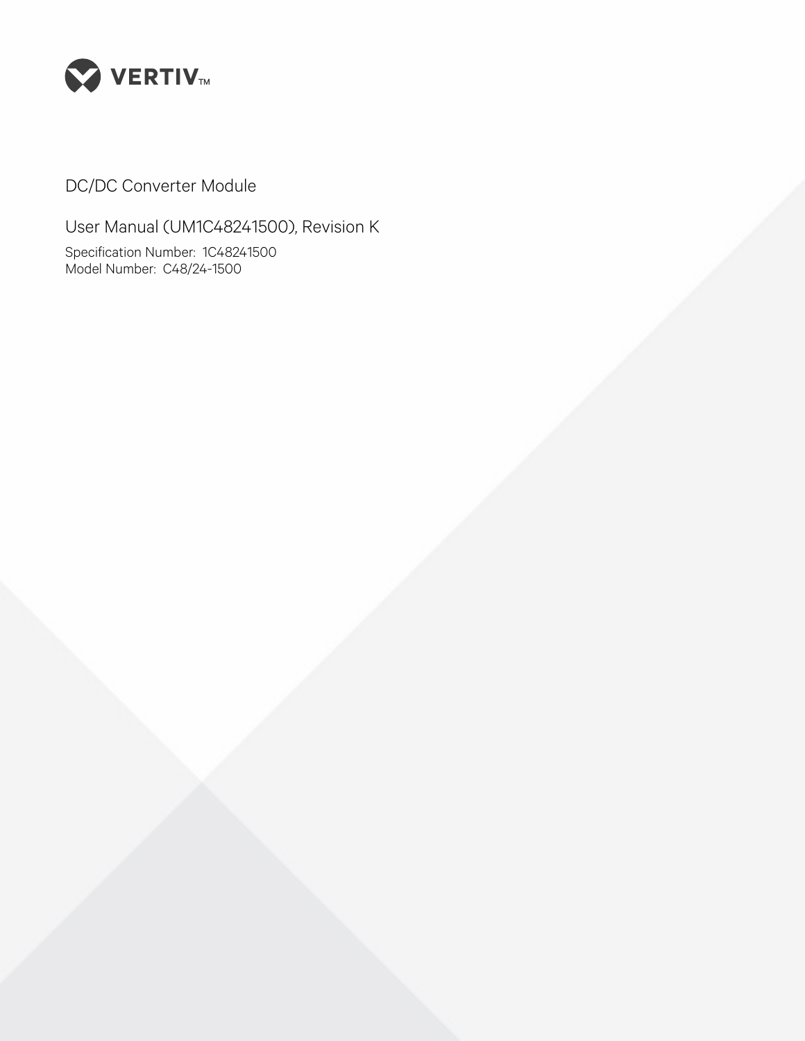VERTIV™

# DC/DC Converter Module

## User Manual (UM1C48241500), Revision K

Specification Number: 1C48241500
Model Number: C48/24-1500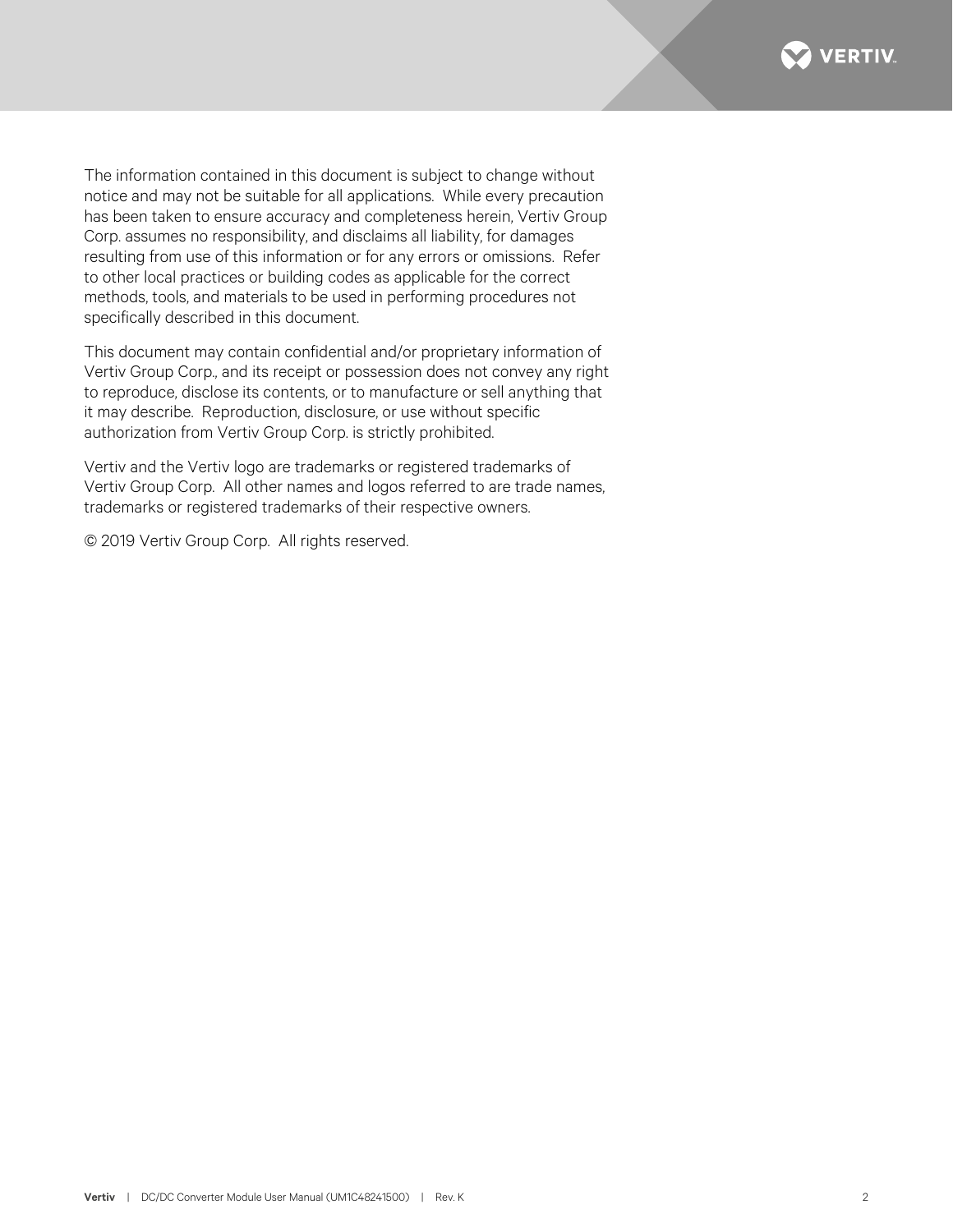The information contained in this document is subject to change without notice and may not be suitable for all applications. While every precaution has been taken to ensure accuracy and completeness herein, Vertiv Group Corp. assumes no responsibility, and disclaims all liability, for damages resulting from use of this information or for any errors or omissions. Refer to other local practices or building codes as applicable for the correct methods, tools, and materials to be used in performing procedures not specifically described in this document.

This document may contain confidential and/or proprietary information of Vertiv Group Corp., and its receipt or possession does not convey any right to reproduce, disclose its contents, or to manufacture or sell anything that it may describe. Reproduction, disclosure, or use without specific authorization from Vertiv Group Corp. is strictly prohibited.

Vertiv and the Vertiv logo are trademarks or registered trademarks of Vertiv Group Corp. All other names and logos referred to are trade names, trademarks or registered trademarks of their respective owners.

© 2019 Vertiv Group Corp. All rights reserved.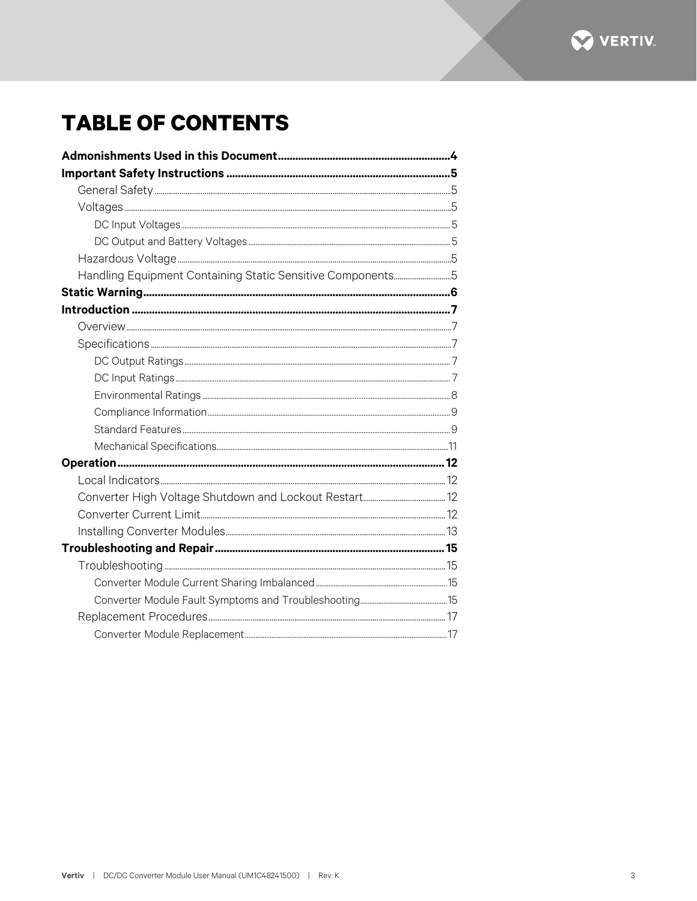# TABLE OF CONTENTS

**Admonishments Used in this Document** ........................................................... **4**

**Important Safety Instructions** ........................................................................... **5**

- General Safety ........................................................................................... 5
- Voltages ..................................................................................................... 5
  - DC Input Voltages .................................................................................. 5
  - DC Output and Battery Voltages ............................................................ 5
- Hazardous Voltage ...................................................................................... 5
- Handling Equipment Containing Static Sensitive Components ........................ 5

**Static Warning** ................................................................................................. **6**

**Introduction** ..................................................................................................... **7**

- Overview ..................................................................................................... 7
- Specifications .............................................................................................. 7
  - DC Output Ratings .................................................................................. 7
  - DC Input Ratings ..................................................................................... 7
  - Environmental Ratings ............................................................................. 8
  - Compliance Information ........................................................................... 9
  - Standard Features ................................................................................... 9
  - Mechanical Specifications ....................................................................... 11

**Operation** ........................................................................................................ **12**

- Local Indicators ........................................................................................... 12
- Converter High Voltage Shutdown and Lockout Restart ................................. 12
- Converter Current Limit ............................................................................... 12
- Installing Converter Modules ....................................................................... 13

**Troubleshooting and Repair** ............................................................................. **15**

- Troubleshooting .......................................................................................... 15
  - Converter Module Current Sharing Imbalanced ........................................ 15
  - Converter Module Fault Symptoms and Troubleshooting ........................... 15
- Replacement Procedures ............................................................................. 17
  - Converter Module Replacement .............................................................. 17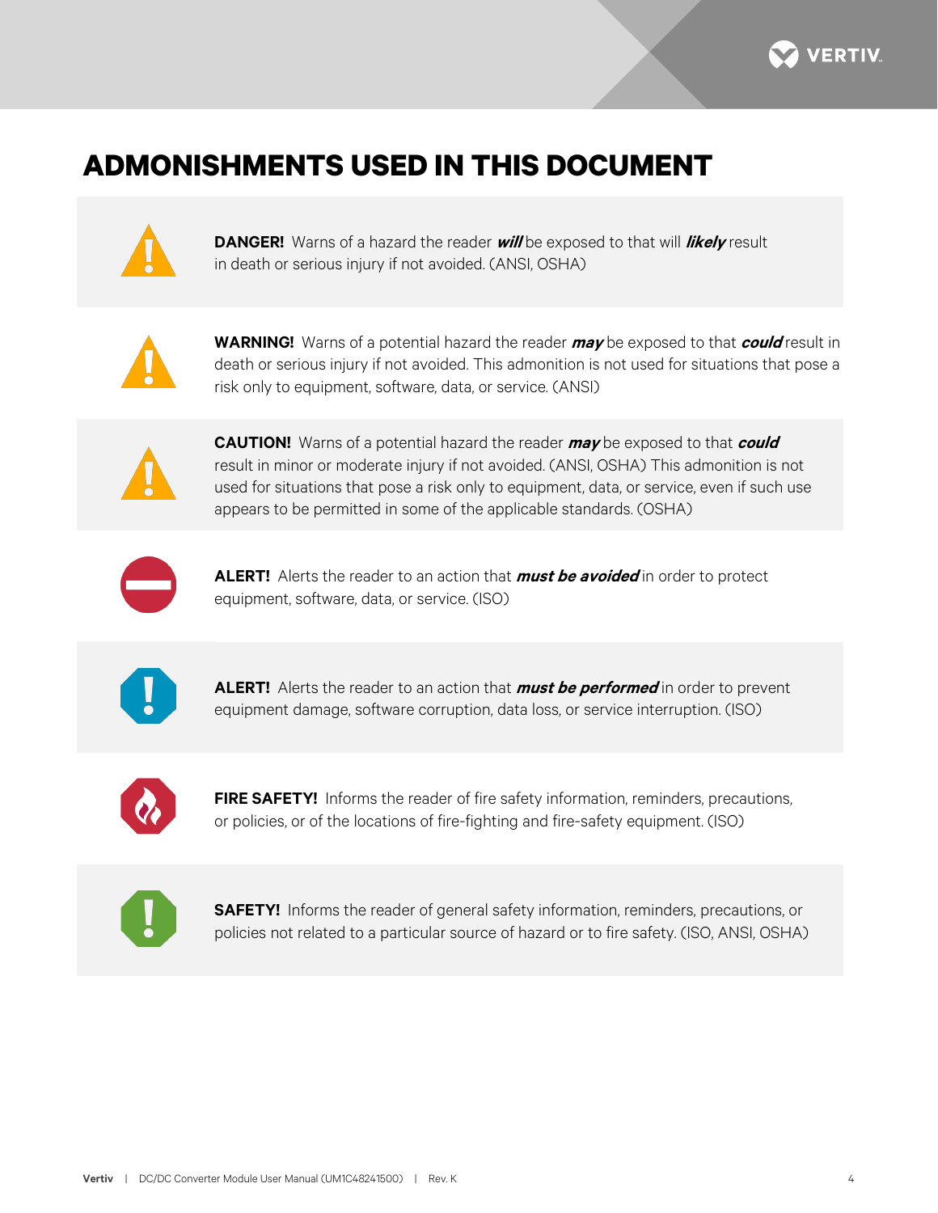# ADMONISHMENTS USED IN THIS DOCUMENT

**DANGER!** Warns of a hazard the reader ***will*** be exposed to that will ***likely*** result in death or serious injury if not avoided. (ANSI, OSHA)

**WARNING!** Warns of a potential hazard the reader ***may*** be exposed to that ***could*** result in death or serious injury if not avoided. This admonition is not used for situations that pose a risk only to equipment, software, data, or service. (ANSI)

**CAUTION!** Warns of a potential hazard the reader ***may*** be exposed to that ***could*** result in minor or moderate injury if not avoided. (ANSI, OSHA) This admonition is not used for situations that pose a risk only to equipment, data, or service, even if such use appears to be permitted in some of the applicable standards. (OSHA)

**ALERT!** Alerts the reader to an action that ***must be avoided*** in order to protect equipment, software, data, or service. (ISO)

**ALERT!** Alerts the reader to an action that ***must be performed*** in order to prevent equipment damage, software corruption, data loss, or service interruption. (ISO)

**FIRE SAFETY!** Informs the reader of fire safety information, reminders, precautions, or policies, or of the locations of fire-fighting and fire-safety equipment. (ISO)

**SAFETY!** Informs the reader of general safety information, reminders, precautions, or policies not related to a particular source of hazard or to fire safety. (ISO, ANSI, OSHA)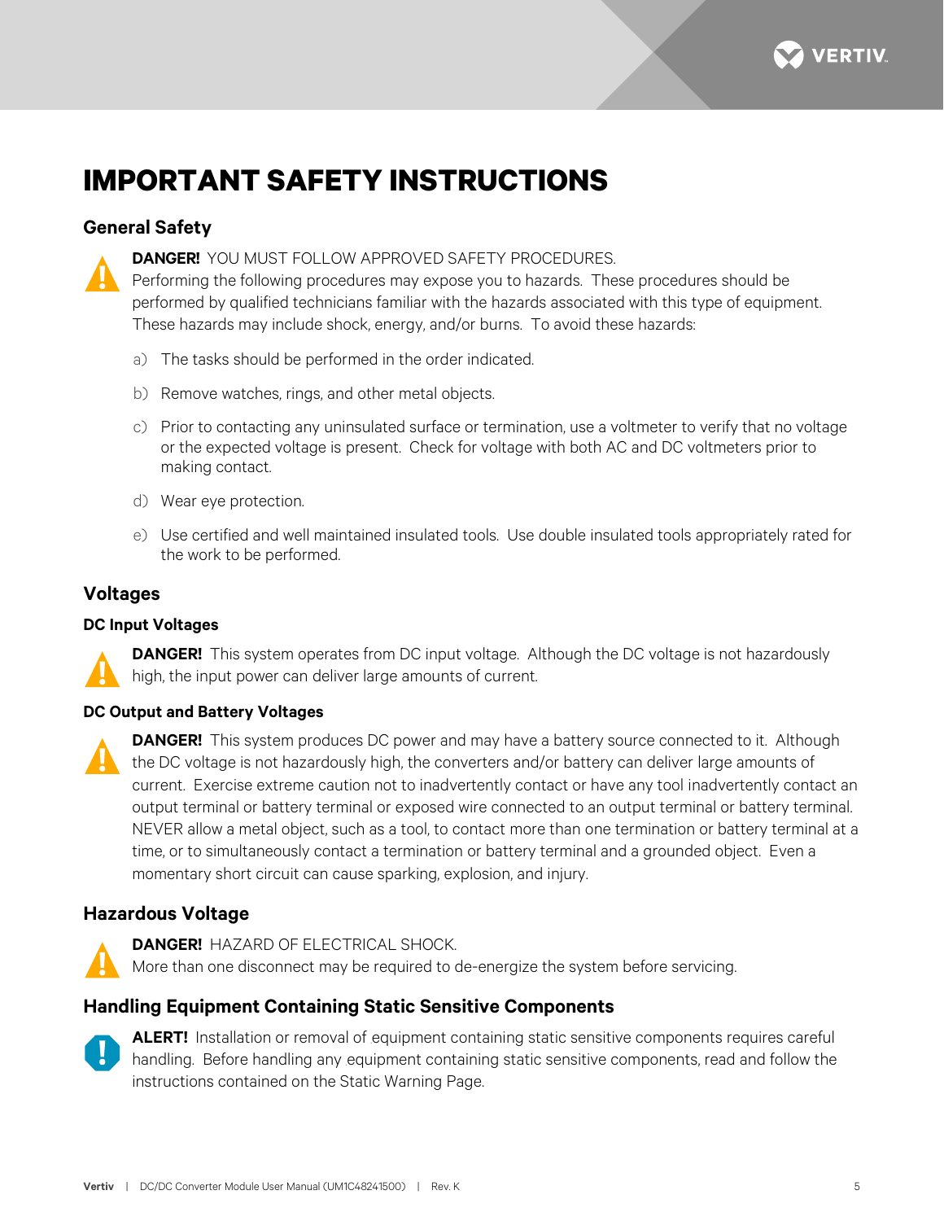# IMPORTANT SAFETY INSTRUCTIONS

## General Safety

**DANGER!** YOU MUST FOLLOW APPROVED SAFETY PROCEDURES.
Performing the following procedures may expose you to hazards. These procedures should be performed by qualified technicians familiar with the hazards associated with this type of equipment. These hazards may include shock, energy, and/or burns. To avoid these hazards:

a) The tasks should be performed in the order indicated.

b) Remove watches, rings, and other metal objects.

c) Prior to contacting any uninsulated surface or termination, use a voltmeter to verify that no voltage or the expected voltage is present. Check for voltage with both AC and DC voltmeters prior to making contact.

d) Wear eye protection.

e) Use certified and well maintained insulated tools. Use double insulated tools appropriately rated for the work to be performed.

## Voltages

### DC Input Voltages

**DANGER!** This system operates from DC input voltage. Although the DC voltage is not hazardously high, the input power can deliver large amounts of current.

### DC Output and Battery Voltages

**DANGER!** This system produces DC power and may have a battery source connected to it. Although the DC voltage is not hazardously high, the converters and/or battery can deliver large amounts of current. Exercise extreme caution not to inadvertently contact or have any tool inadvertently contact an output terminal or battery terminal or exposed wire connected to an output terminal or battery terminal. NEVER allow a metal object, such as a tool, to contact more than one termination or battery terminal at a time, or to simultaneously contact a termination or battery terminal and a grounded object. Even a momentary short circuit can cause sparking, explosion, and injury.

## Hazardous Voltage

**DANGER!** HAZARD OF ELECTRICAL SHOCK.
More than one disconnect may be required to de-energize the system before servicing.

## Handling Equipment Containing Static Sensitive Components

**ALERT!** Installation or removal of equipment containing static sensitive components requires careful handling. Before handling any equipment containing static sensitive components, read and follow the instructions contained on the Static Warning Page.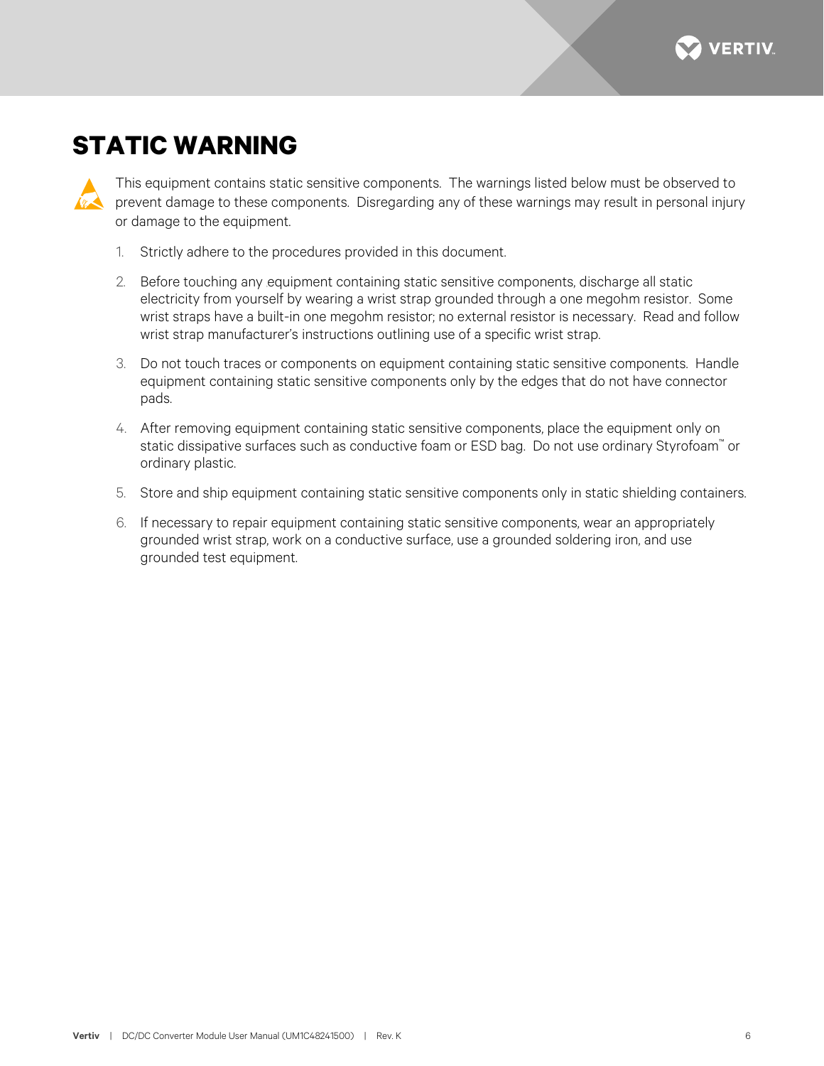# STATIC WARNING

This equipment contains static sensitive components. The warnings listed below must be observed to prevent damage to these components. Disregarding any of these warnings may result in personal injury or damage to the equipment.

1. Strictly adhere to the procedures provided in this document.
2. Before touching any equipment containing static sensitive components, discharge all static electricity from yourself by wearing a wrist strap grounded through a one megohm resistor. Some wrist straps have a built-in one megohm resistor; no external resistor is necessary. Read and follow wrist strap manufacturer's instructions outlining use of a specific wrist strap.
3. Do not touch traces or components on equipment containing static sensitive components. Handle equipment containing static sensitive components only by the edges that do not have connector pads.
4. After removing equipment containing static sensitive components, place the equipment only on static dissipative surfaces such as conductive foam or ESD bag. Do not use ordinary Styrofoam™ or ordinary plastic.
5. Store and ship equipment containing static sensitive components only in static shielding containers.
6. If necessary to repair equipment containing static sensitive components, wear an appropriately grounded wrist strap, work on a conductive surface, use a grounded soldering iron, and use grounded test equipment.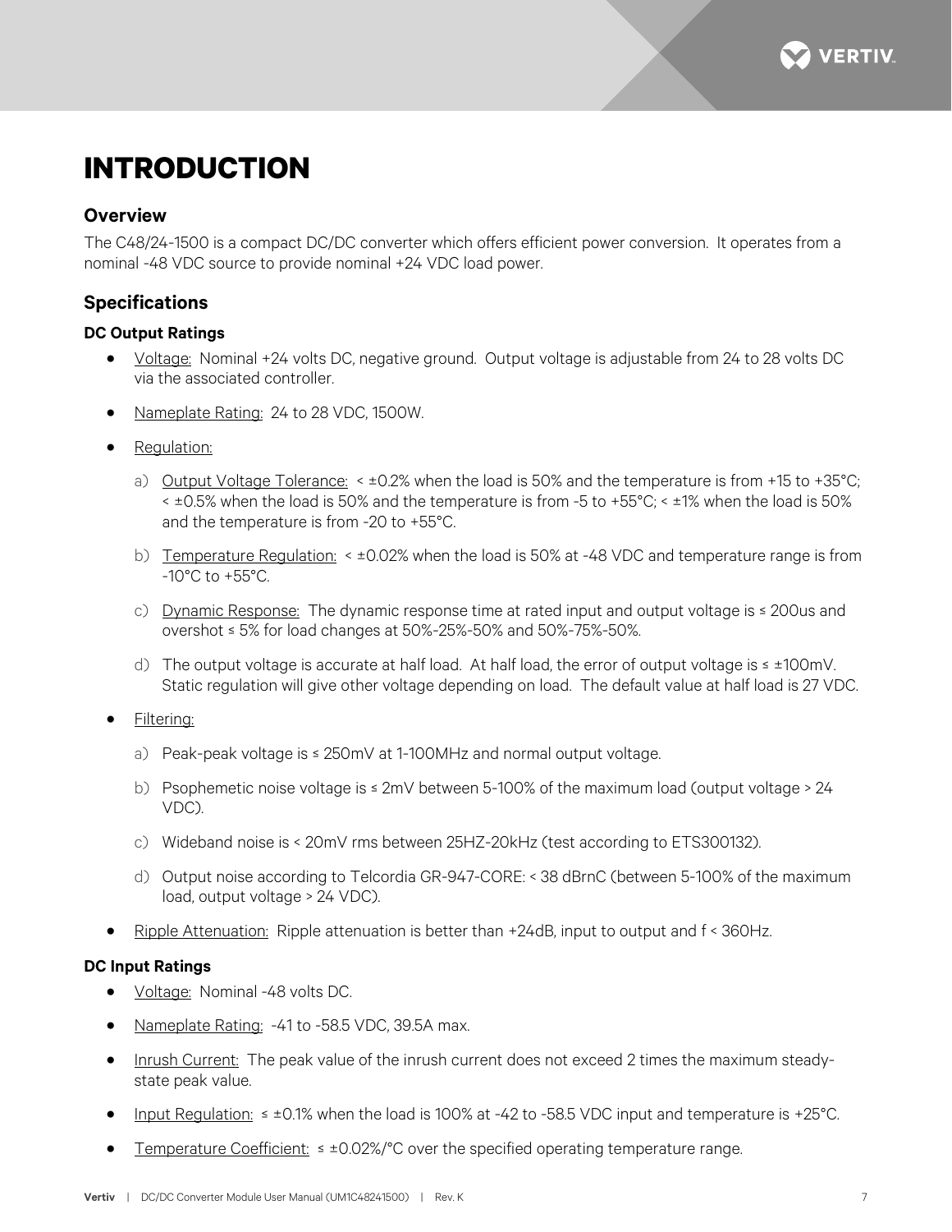# INTRODUCTION

## Overview

The C48/24-1500 is a compact DC/DC converter which offers efficient power conversion. It operates from a nominal -48 VDC source to provide nominal +24 VDC load power.

## Specifications

### DC Output Ratings

- Voltage: Nominal +24 volts DC, negative ground. Output voltage is adjustable from 24 to 28 volts DC via the associated controller.
- Nameplate Rating: 24 to 28 VDC, 1500W.
- Regulation:
  - a) Output Voltage Tolerance: < ±0.2% when the load is 50% and the temperature is from +15 to +35°C; < ±0.5% when the load is 50% and the temperature is from -5 to +55°C; < ±1% when the load is 50% and the temperature is from -20 to +55°C.
  - b) Temperature Regulation: < ±0.02% when the load is 50% at -48 VDC and temperature range is from -10°C to +55°C.
  - c) Dynamic Response: The dynamic response time at rated input and output voltage is ≤ 200us and overshot ≤ 5% for load changes at 50%-25%-50% and 50%-75%-50%.
  - d) The output voltage is accurate at half load. At half load, the error of output voltage is ≤ ±100mV. Static regulation will give other voltage depending on load. The default value at half load is 27 VDC.
- Filtering:
  - a) Peak-peak voltage is ≤ 250mV at 1-100MHz and normal output voltage.
  - b) Psophemetic noise voltage is ≤ 2mV between 5-100% of the maximum load (output voltage > 24 VDC).
  - c) Wideband noise is < 20mV rms between 25HZ-20kHz (test according to ETS300132).
  - d) Output noise according to Telcordia GR-947-CORE: < 38 dBrnC (between 5-100% of the maximum load, output voltage > 24 VDC).
- Ripple Attenuation: Ripple attenuation is better than +24dB, input to output and f < 360Hz.

### DC Input Ratings

- Voltage: Nominal -48 volts DC.
- Nameplate Rating: -41 to -58.5 VDC, 39.5A max.
- Inrush Current: The peak value of the inrush current does not exceed 2 times the maximum steady-state peak value.
- Input Regulation: ≤ ±0.1% when the load is 100% at -42 to -58.5 VDC input and temperature is +25°C.
- Temperature Coefficient: ≤ ±0.02%/°C over the specified operating temperature range.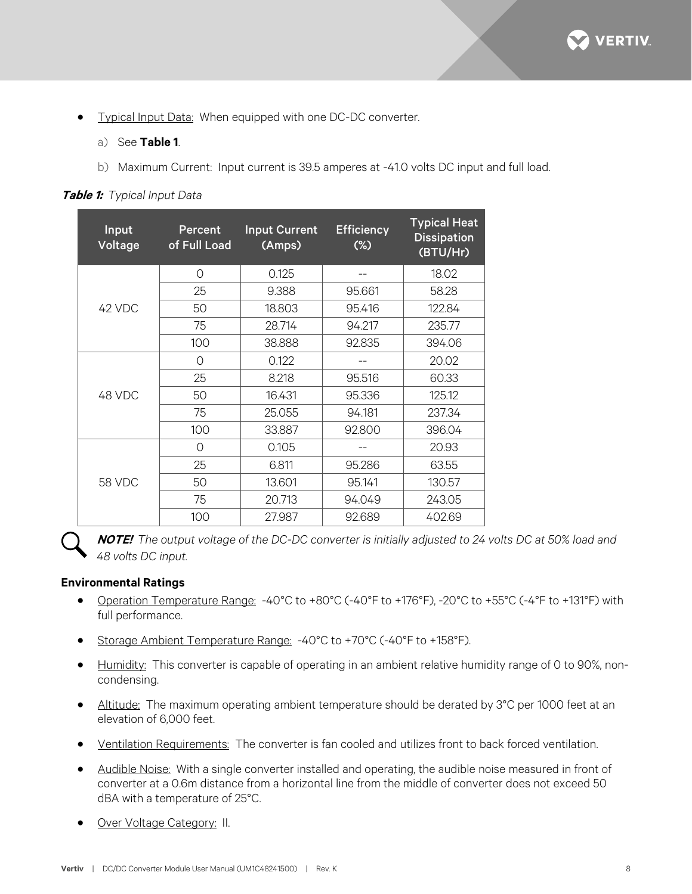- Typical Input Data: When equipped with one DC-DC converter.
  a) See **Table 1**.
  b) Maximum Current: Input current is 39.5 amperes at -41.0 volts DC input and full load.

***Table 1:*** *Typical Input Data*

| Input Voltage | Percent of Full Load | Input Current (Amps) | Efficiency (%) | Typical Heat Dissipation (BTU/Hr) |
|---|---|---|---|---|
| 42 VDC | 0 | 0.125 | -- | 18.02 |
| | 25 | 9.388 | 95.661 | 58.28 |
| | 50 | 18.803 | 95.416 | 122.84 |
| | 75 | 28.714 | 94.217 | 235.77 |
| | 100 | 38.888 | 92.835 | 394.06 |
| 48 VDC | 0 | 0.122 | -- | 20.02 |
| | 25 | 8.218 | 95.516 | 60.33 |
| | 50 | 16.431 | 95.336 | 125.12 |
| | 75 | 25.055 | 94.181 | 237.34 |
| | 100 | 33.887 | 92.800 | 396.04 |
| 58 VDC | 0 | 0.105 | -- | 20.93 |
| | 25 | 6.811 | 95.286 | 63.55 |
| | 50 | 13.601 | 95.141 | 130.57 |
| | 75 | 20.713 | 94.049 | 243.05 |
| | 100 | 27.987 | 92.689 | 402.69 |

***NOTE!*** *The output voltage of the DC-DC converter is initially adjusted to 24 volts DC at 50% load and 48 volts DC input.*

**Environmental Ratings**

- Operation Temperature Range: -40°C to +80°C (-40°F to +176°F), -20°C to +55°C (-4°F to +131°F) with full performance.
- Storage Ambient Temperature Range: -40°C to +70°C (-40°F to +158°F).
- Humidity: This converter is capable of operating in an ambient relative humidity range of 0 to 90%, non-condensing.
- Altitude: The maximum operating ambient temperature should be derated by 3°C per 1000 feet at an elevation of 6,000 feet.
- Ventilation Requirements: The converter is fan cooled and utilizes front to back forced ventilation.
- Audible Noise: With a single converter installed and operating, the audible noise measured in front of converter at a 0.6m distance from a horizontal line from the middle of converter does not exceed 50 dBA with a temperature of 25°C.
- Over Voltage Category: II.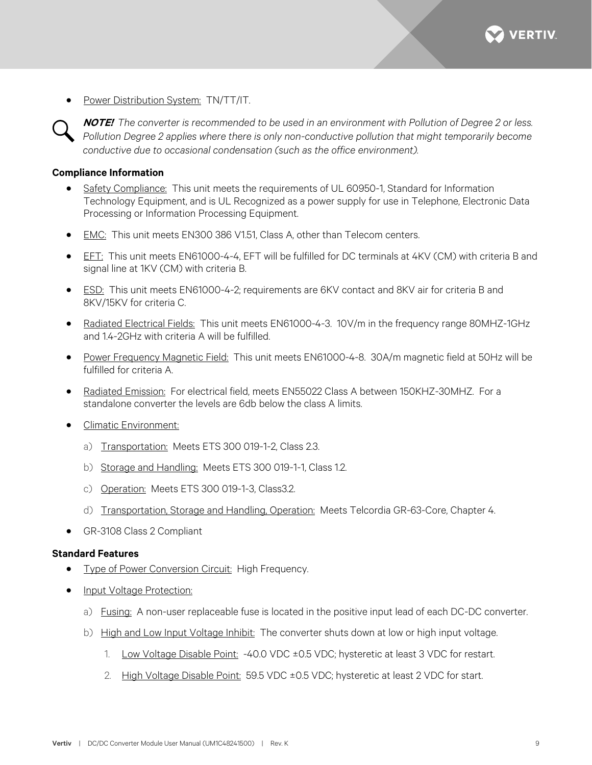- Power Distribution System: TN/TT/IT.

***NOTE!*** *The converter is recommended to be used in an environment with Pollution of Degree 2 or less. Pollution Degree 2 applies where there is only non-conductive pollution that might temporarily become conductive due to occasional condensation (such as the office environment).*

**Compliance Information**

- Safety Compliance: This unit meets the requirements of UL 60950-1, Standard for Information Technology Equipment, and is UL Recognized as a power supply for use in Telephone, Electronic Data Processing or Information Processing Equipment.
- EMC: This unit meets EN300 386 V1.51, Class A, other than Telecom centers.
- EFT: This unit meets EN61000-4-4, EFT will be fulfilled for DC terminals at 4KV (CM) with criteria B and signal line at 1KV (CM) with criteria B.
- ESD: This unit meets EN61000-4-2; requirements are 6KV contact and 8KV air for criteria B and 8KV/15KV for criteria C.
- Radiated Electrical Fields: This unit meets EN61000-4-3. 10V/m in the frequency range 80MHZ-1GHz and 1.4-2GHz with criteria A will be fulfilled.
- Power Frequency Magnetic Field: This unit meets EN61000-4-8. 30A/m magnetic field at 50Hz will be fulfilled for criteria A.
- Radiated Emission: For electrical field, meets EN55022 Class A between 150KHZ-30MHZ. For a standalone converter the levels are 6db below the class A limits.
- Climatic Environment:
  - a) Transportation: Meets ETS 300 019-1-2, Class 2.3.
  - b) Storage and Handling: Meets ETS 300 019-1-1, Class 1.2.
  - c) Operation: Meets ETS 300 019-1-3, Class3.2.
  - d) Transportation, Storage and Handling, Operation: Meets Telcordia GR-63-Core, Chapter 4.
- GR-3108 Class 2 Compliant

**Standard Features**

- Type of Power Conversion Circuit: High Frequency.
- Input Voltage Protection:
  - a) Fusing: A non-user replaceable fuse is located in the positive input lead of each DC-DC converter.
  - b) High and Low Input Voltage Inhibit: The converter shuts down at low or high input voltage.
    1. Low Voltage Disable Point: -40.0 VDC ±0.5 VDC; hysteretic at least 3 VDC for restart.
    2. High Voltage Disable Point: 59.5 VDC ±0.5 VDC; hysteretic at least 2 VDC for start.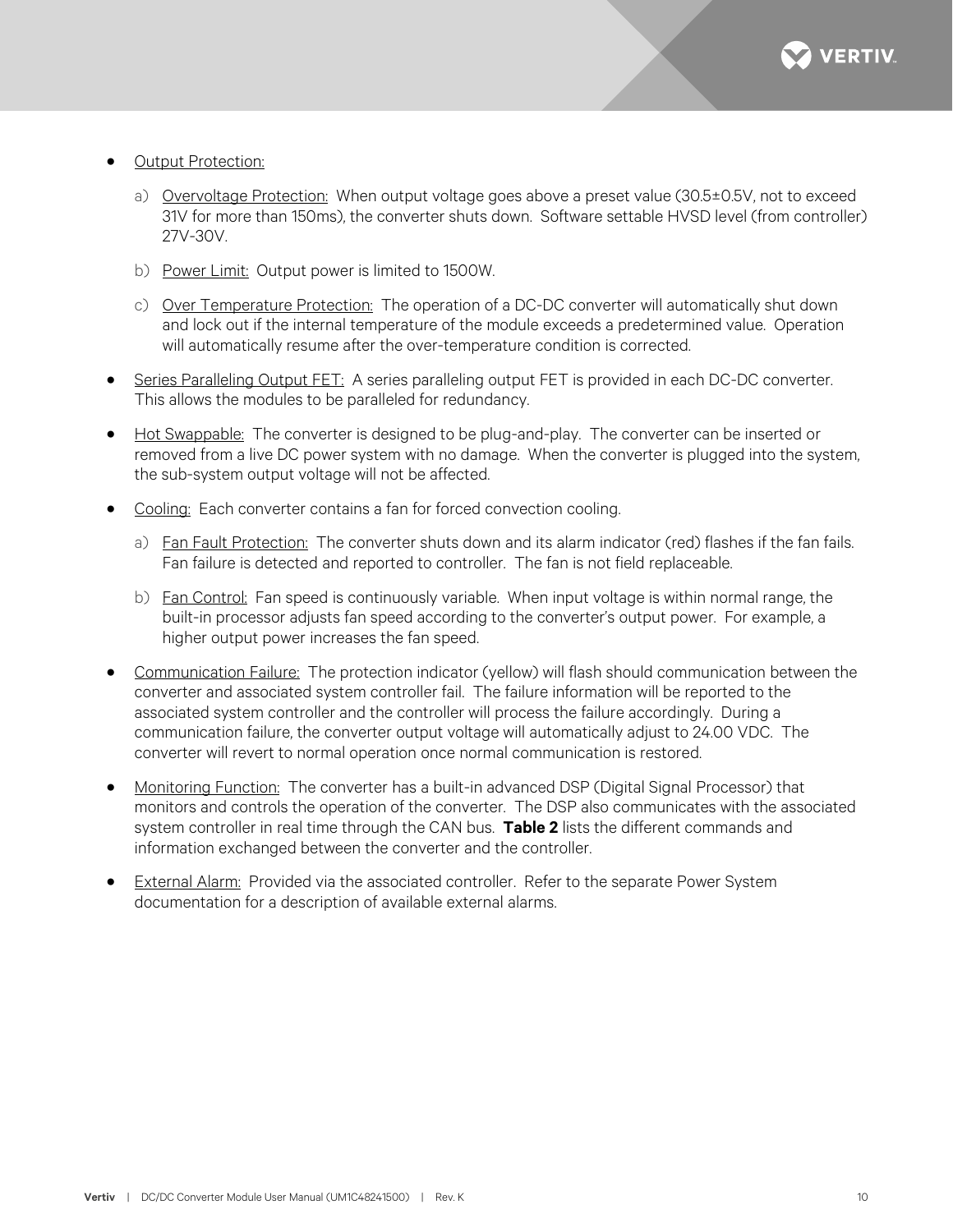- <u>Output Protection:</u>

  a) <u>Overvoltage Protection:</u> When output voltage goes above a preset value (30.5±0.5V, not to exceed 31V for more than 150ms), the converter shuts down. Software settable HVSD level (from controller) 27V-30V.

  b) <u>Power Limit:</u> Output power is limited to 1500W.

  c) <u>Over Temperature Protection:</u> The operation of a DC-DC converter will automatically shut down and lock out if the internal temperature of the module exceeds a predetermined value. Operation will automatically resume after the over-temperature condition is corrected.

- <u>Series Paralleling Output FET:</u> A series paralleling output FET is provided in each DC-DC converter. This allows the modules to be paralleled for redundancy.

- <u>Hot Swappable:</u> The converter is designed to be plug-and-play. The converter can be inserted or removed from a live DC power system with no damage. When the converter is plugged into the system, the sub-system output voltage will not be affected.

- <u>Cooling:</u> Each converter contains a fan for forced convection cooling.

  a) <u>Fan Fault Protection:</u> The converter shuts down and its alarm indicator (red) flashes if the fan fails. Fan failure is detected and reported to controller. The fan is not field replaceable.

  b) <u>Fan Control:</u> Fan speed is continuously variable. When input voltage is within normal range, the built-in processor adjusts fan speed according to the converter's output power. For example, a higher output power increases the fan speed.

- <u>Communication Failure:</u> The protection indicator (yellow) will flash should communication between the converter and associated system controller fail. The failure information will be reported to the associated system controller and the controller will process the failure accordingly. During a communication failure, the converter output voltage will automatically adjust to 24.00 VDC. The converter will revert to normal operation once normal communication is restored.

- <u>Monitoring Function:</u> The converter has a built-in advanced DSP (Digital Signal Processor) that monitors and controls the operation of the converter. The DSP also communicates with the associated system controller in real time through the CAN bus. **Table 2** lists the different commands and information exchanged between the converter and the controller.

- <u>External Alarm:</u> Provided via the associated controller. Refer to the separate Power System documentation for a description of available external alarms.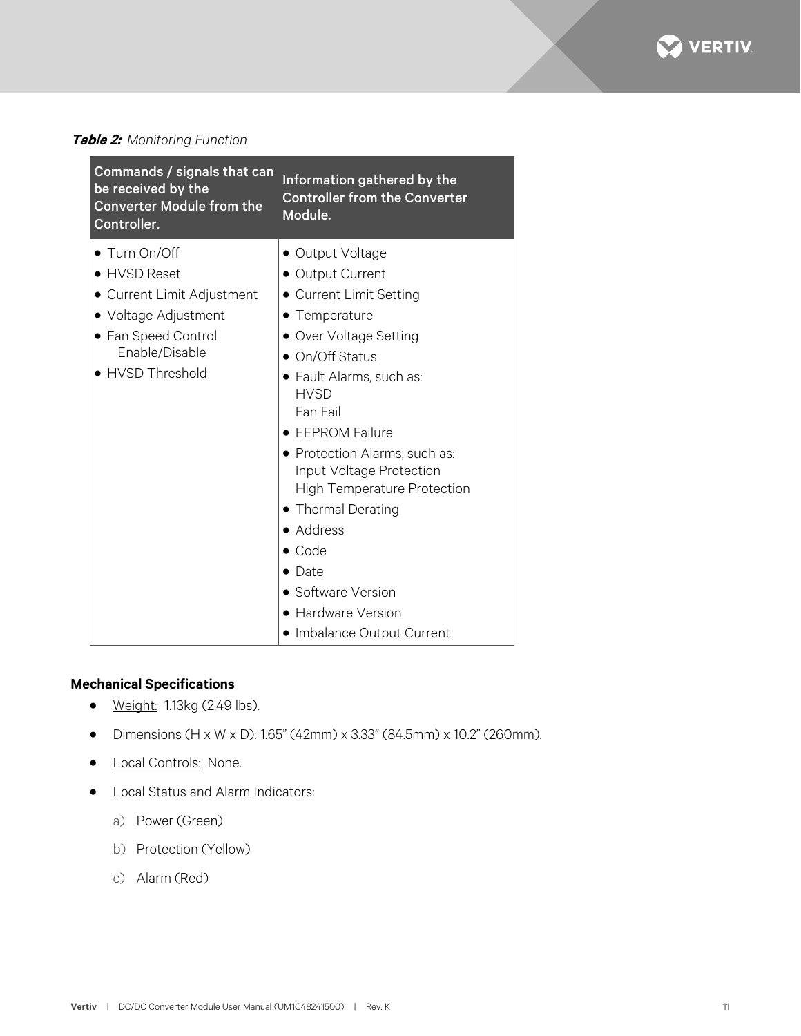***Table 2:*** *Monitoring Function*

| Commands / signals that can be received by the Converter Module from the Controller. | Information gathered by the Controller from the Converter Module. |
|---|---|
| • Turn On/Off<br>• HVSD Reset<br>• Current Limit Adjustment<br>• Voltage Adjustment<br>• Fan Speed Control Enable/Disable<br>• HVSD Threshold | • Output Voltage<br>• Output Current<br>• Current Limit Setting<br>• Temperature<br>• Over Voltage Setting<br>• On/Off Status<br>• Fault Alarms, such as: HVSD, Fan Fail<br>• EEPROM Failure<br>• Protection Alarms, such as: Input Voltage Protection, High Temperature Protection<br>• Thermal Derating<br>• Address<br>• Code<br>• Date<br>• Software Version<br>• Hardware Version<br>• Imbalance Output Current |

**Mechanical Specifications**

- Weight: 1.13kg (2.49 lbs).
- Dimensions (H x W x D): 1.65" (42mm) x 3.33" (84.5mm) x 10.2" (260mm).
- Local Controls: None.
- Local Status and Alarm Indicators:
  - a) Power (Green)
  - b) Protection (Yellow)
  - c) Alarm (Red)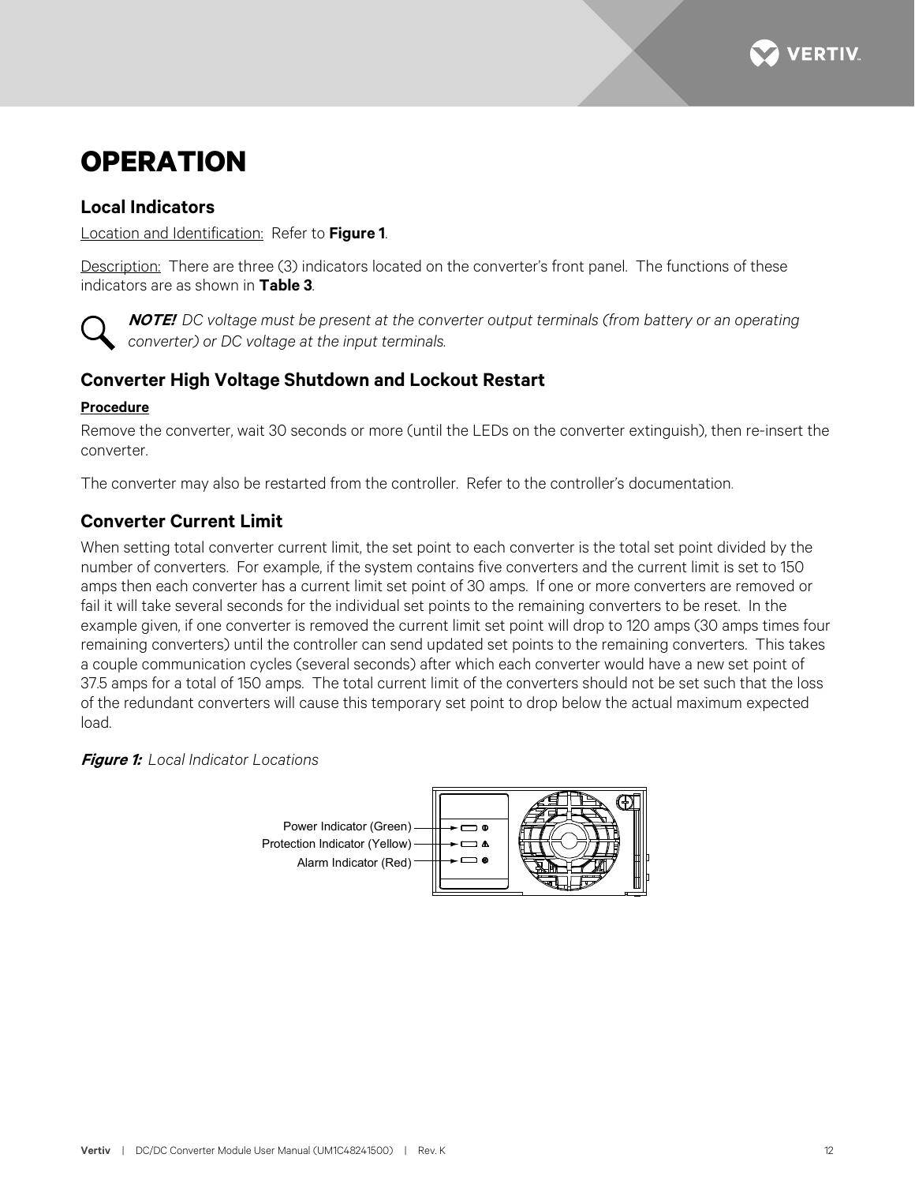# OPERATION

## Local Indicators

Location and Identification: Refer to **Figure 1**.

Description: There are three (3) indicators located on the converter's front panel. The functions of these indicators are as shown in **Table 3**.

***NOTE!*** *DC voltage must be present at the converter output terminals (from battery or an operating converter) or DC voltage at the input terminals.*

## Converter High Voltage Shutdown and Lockout Restart

**Procedure**

Remove the converter, wait 30 seconds or more (until the LEDs on the converter extinguish), then re-insert the converter.

The converter may also be restarted from the controller. Refer to the controller's documentation.

## Converter Current Limit

When setting total converter current limit, the set point to each converter is the total set point divided by the number of converters. For example, if the system contains five converters and the current limit is set to 150 amps then each converter has a current limit set point of 30 amps. If one or more converters are removed or fail it will take several seconds for the individual set points to the remaining converters to be reset. In the example given, if one converter is removed the current limit set point will drop to 120 amps (30 amps times four remaining converters) until the controller can send updated set points to the remaining converters. This takes a couple communication cycles (several seconds) after which each converter would have a new set point of 37.5 amps for a total of 150 amps. The total current limit of the converters should not be set such that the loss of the redundant converters will cause this temporary set point to drop below the actual maximum expected load.

***Figure 1:*** *Local Indicator Locations*

Power Indicator (Green)
Protection Indicator (Yellow)
Alarm Indicator (Red)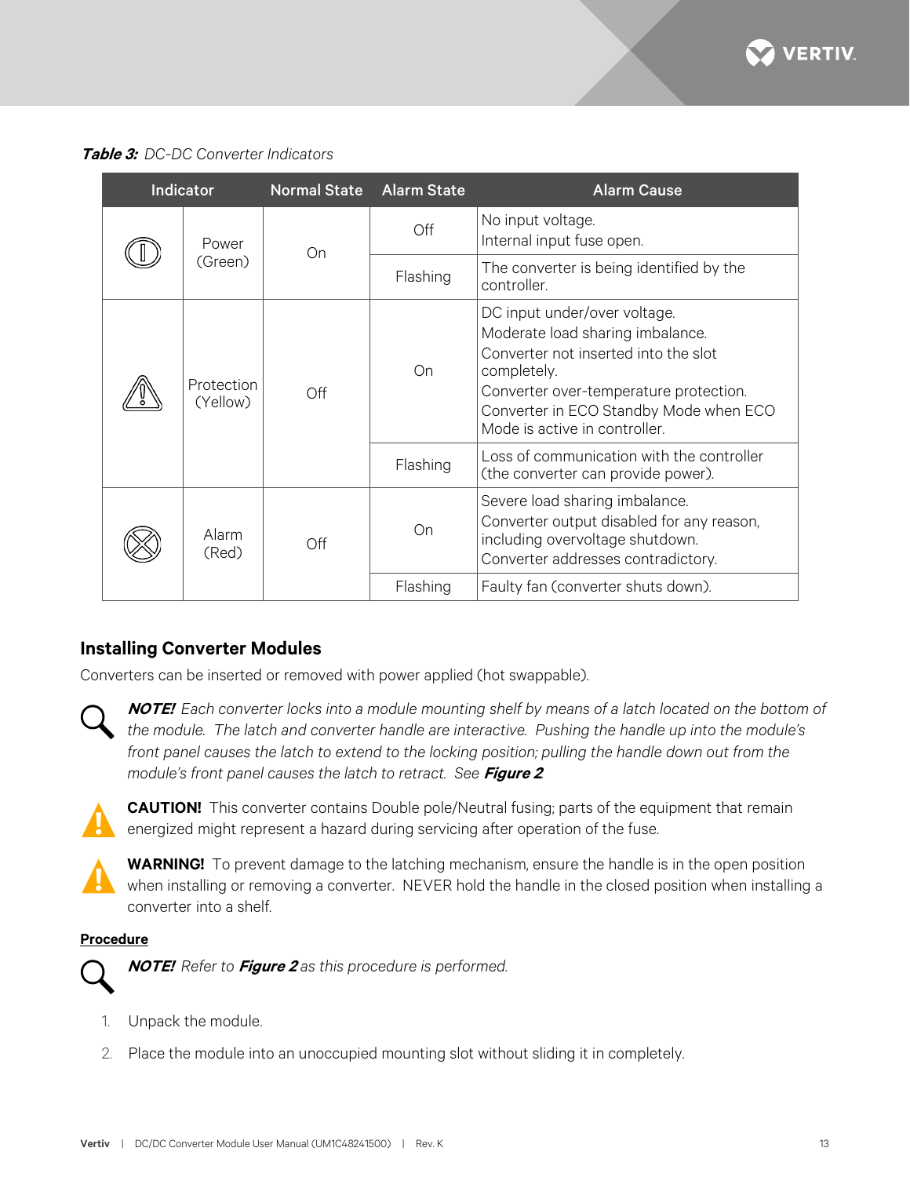***Table 3:*** *DC-DC Converter Indicators*

| Indicator | | Normal State | Alarm State | Alarm Cause |
|---|---|---|---|---|
| | Power (Green) | On | Off | No input voltage.<br>Internal input fuse open. |
| | | | Flashing | The converter is being identified by the controller. |
| | Protection (Yellow) | Off | On | DC input under/over voltage.<br>Moderate load sharing imbalance.<br>Converter not inserted into the slot completely.<br>Converter over-temperature protection.<br>Converter in ECO Standby Mode when ECO Mode is active in controller. |
| | | | Flashing | Loss of communication with the controller (the converter can provide power). |
| | Alarm (Red) | Off | On | Severe load sharing imbalance.<br>Converter output disabled for any reason, including overvoltage shutdown.<br>Converter addresses contradictory. |
| | | | Flashing | Faulty fan (converter shuts down). |

## Installing Converter Modules

Converters can be inserted or removed with power applied (hot swappable).

***NOTE!*** *Each converter locks into a module mounting shelf by means of a latch located on the bottom of the module. The latch and converter handle are interactive. Pushing the handle up into the module's front panel causes the latch to extend to the locking position; pulling the handle down out from the module's front panel causes the latch to retract. See* ***Figure 2***

**CAUTION!** This converter contains Double pole/Neutral fusing; parts of the equipment that remain energized might represent a hazard during servicing after operation of the fuse.

**WARNING!** To prevent damage to the latching mechanism, ensure the handle is in the open position when installing or removing a converter. NEVER hold the handle in the closed position when installing a converter into a shelf.

**Procedure**

***NOTE!*** *Refer to* ***Figure 2*** *as this procedure is performed.*

1. Unpack the module.
2. Place the module into an unoccupied mounting slot without sliding it in completely.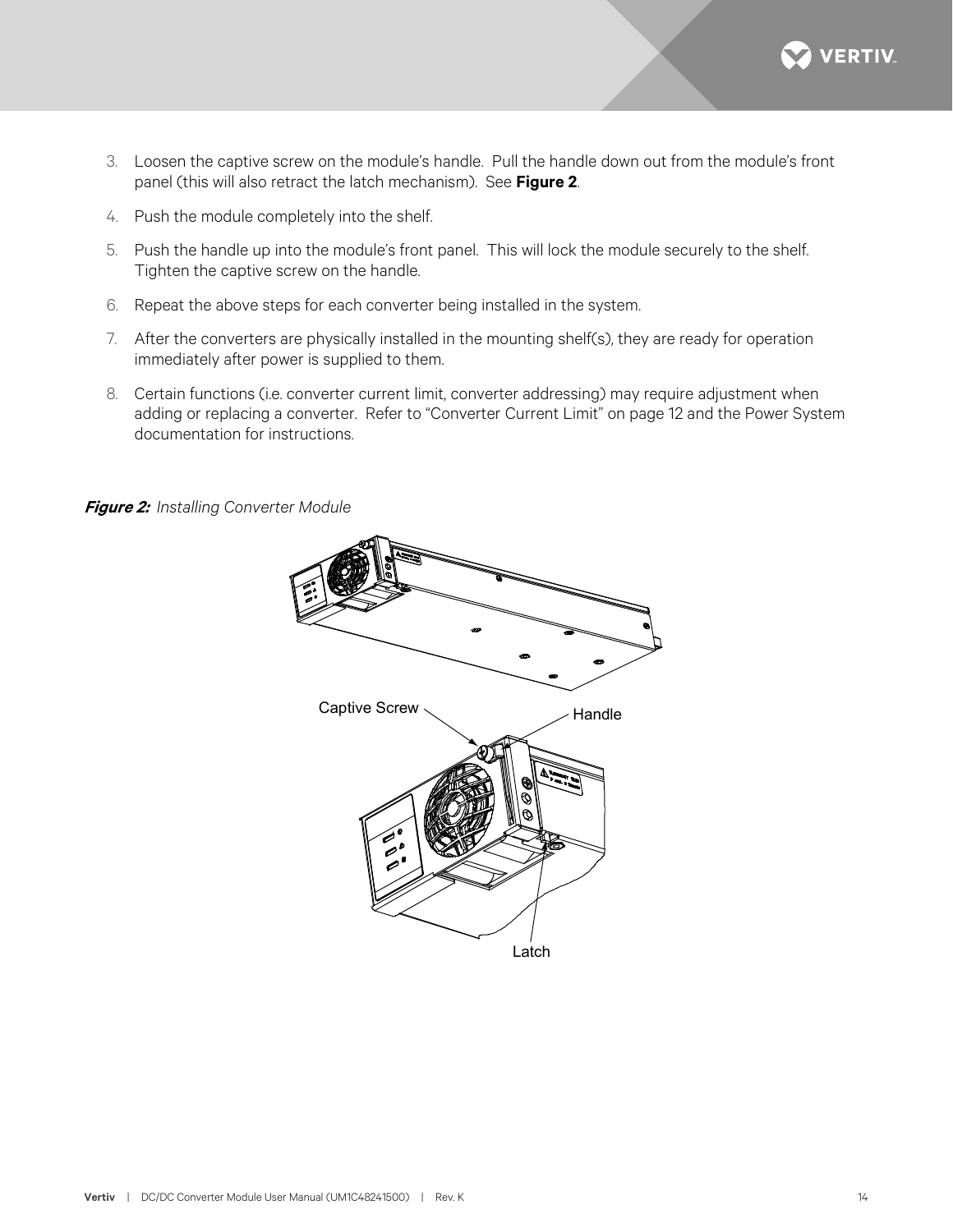3. Loosen the captive screw on the module's handle. Pull the handle down out from the module's front panel (this will also retract the latch mechanism). See **Figure 2**.
4. Push the module completely into the shelf.
5. Push the handle up into the module's front panel. This will lock the module securely to the shelf. Tighten the captive screw on the handle.
6. Repeat the above steps for each converter being installed in the system.
7. After the converters are physically installed in the mounting shelf(s), they are ready for operation immediately after power is supplied to them.
8. Certain functions (i.e. converter current limit, converter addressing) may require adjustment when adding or replacing a converter. Refer to "Converter Current Limit" on page 12 and the Power System documentation for instructions.

***Figure 2:*** *Installing Converter Module*

Captive Screw

Handle

Latch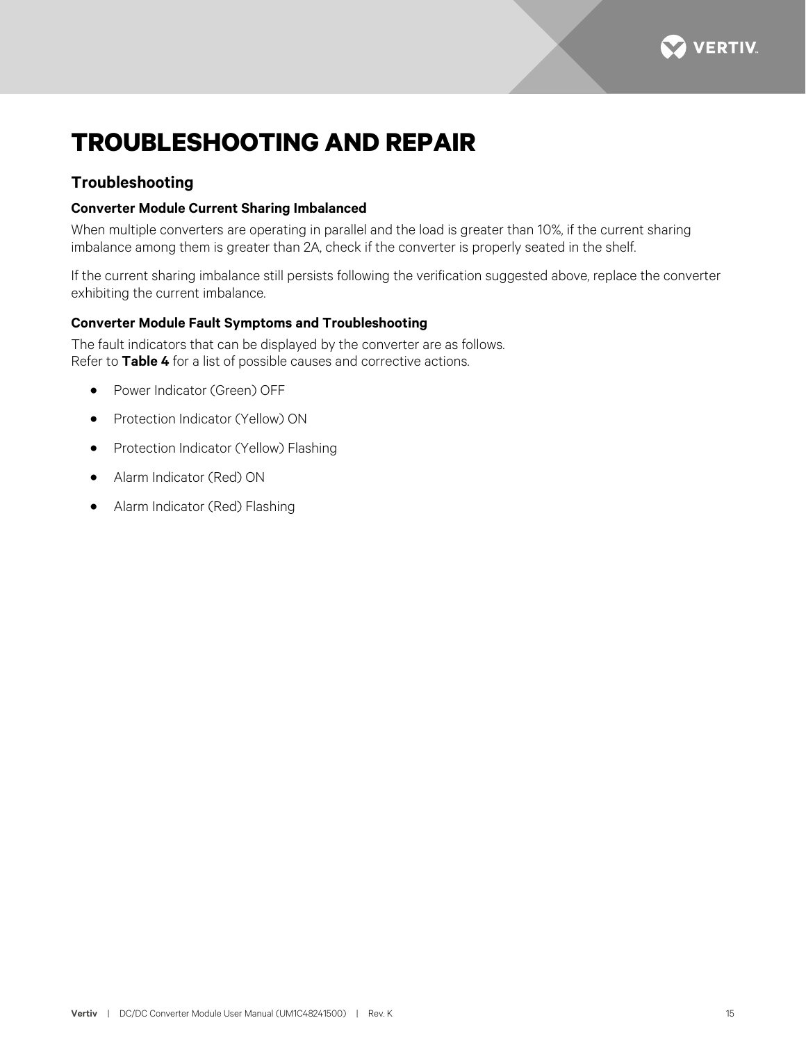# TROUBLESHOOTING AND REPAIR

## Troubleshooting

### Converter Module Current Sharing Imbalanced

When multiple converters are operating in parallel and the load is greater than 10%, if the current sharing imbalance among them is greater than 2A, check if the converter is properly seated in the shelf.

If the current sharing imbalance still persists following the verification suggested above, replace the converter exhibiting the current imbalance.

### Converter Module Fault Symptoms and Troubleshooting

The fault indicators that can be displayed by the converter are as follows.
Refer to **Table 4** for a list of possible causes and corrective actions.

- Power Indicator (Green) OFF
- Protection Indicator (Yellow) ON
- Protection Indicator (Yellow) Flashing
- Alarm Indicator (Red) ON
- Alarm Indicator (Red) Flashing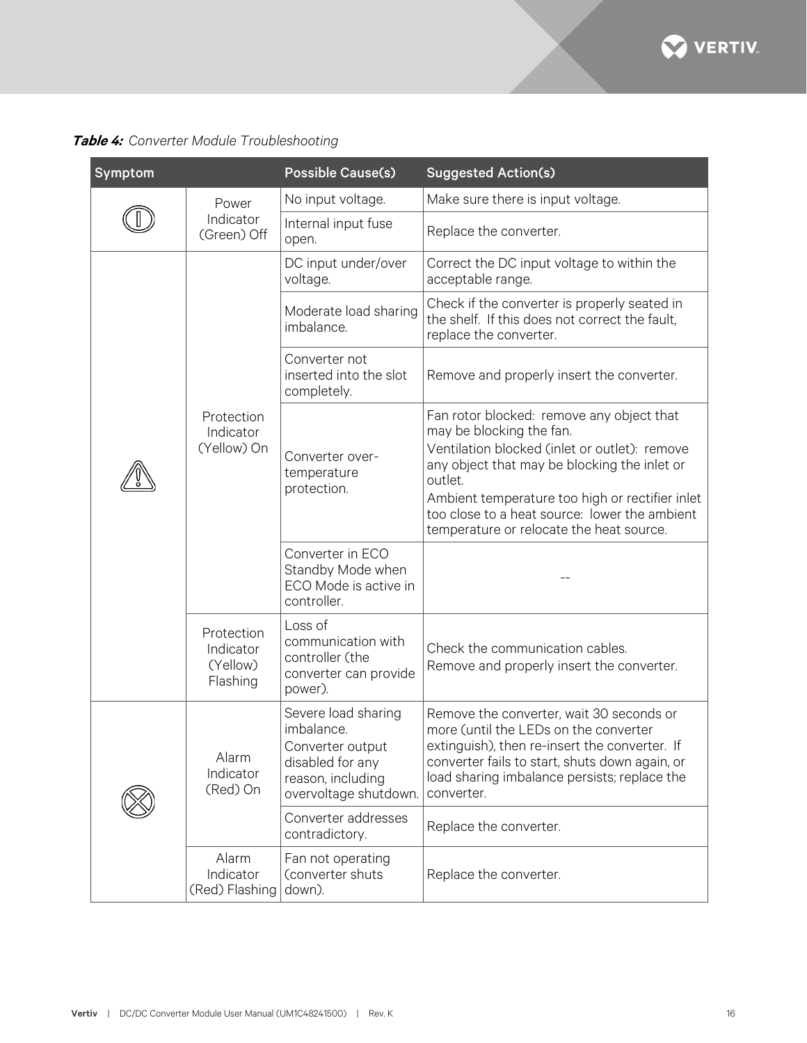***Table 4:*** *Converter Module Troubleshooting*

| Symptom | | Possible Cause(s) | Suggested Action(s) |
|---|---|---|---|
| | Power Indicator (Green) Off | No input voltage. | Make sure there is input voltage. |
| | | Internal input fuse open. | Replace the converter. |
| | Protection Indicator (Yellow) On | DC input under/over voltage. | Correct the DC input voltage to within the acceptable range. |
| | | Moderate load sharing imbalance. | Check if the converter is properly seated in the shelf. If this does not correct the fault, replace the converter. |
| | | Converter not inserted into the slot completely. | Remove and properly insert the converter. |
| | | Converter over-temperature protection. | Fan rotor blocked: remove any object that may be blocking the fan.<br>Ventilation blocked (inlet or outlet): remove any object that may be blocking the inlet or outlet.<br>Ambient temperature too high or rectifier inlet too close to a heat source: lower the ambient temperature or relocate the heat source. |
| | | Converter in ECO Standby Mode when ECO Mode is active in controller. | -- |
| | Protection Indicator (Yellow) Flashing | Loss of communication with controller (the converter can provide power). | Check the communication cables.<br>Remove and properly insert the converter. |
| | Alarm Indicator (Red) On | Severe load sharing imbalance.<br>Converter output disabled for any reason, including overvoltage shutdown. | Remove the converter, wait 30 seconds or more (until the LEDs on the converter extinguish), then re-insert the converter. If converter fails to start, shuts down again, or load sharing imbalance persists; replace the converter. |
| | | Converter addresses contradictory. | Replace the converter. |
| | Alarm Indicator (Red) Flashing | Fan not operating (converter shuts down). | Replace the converter. |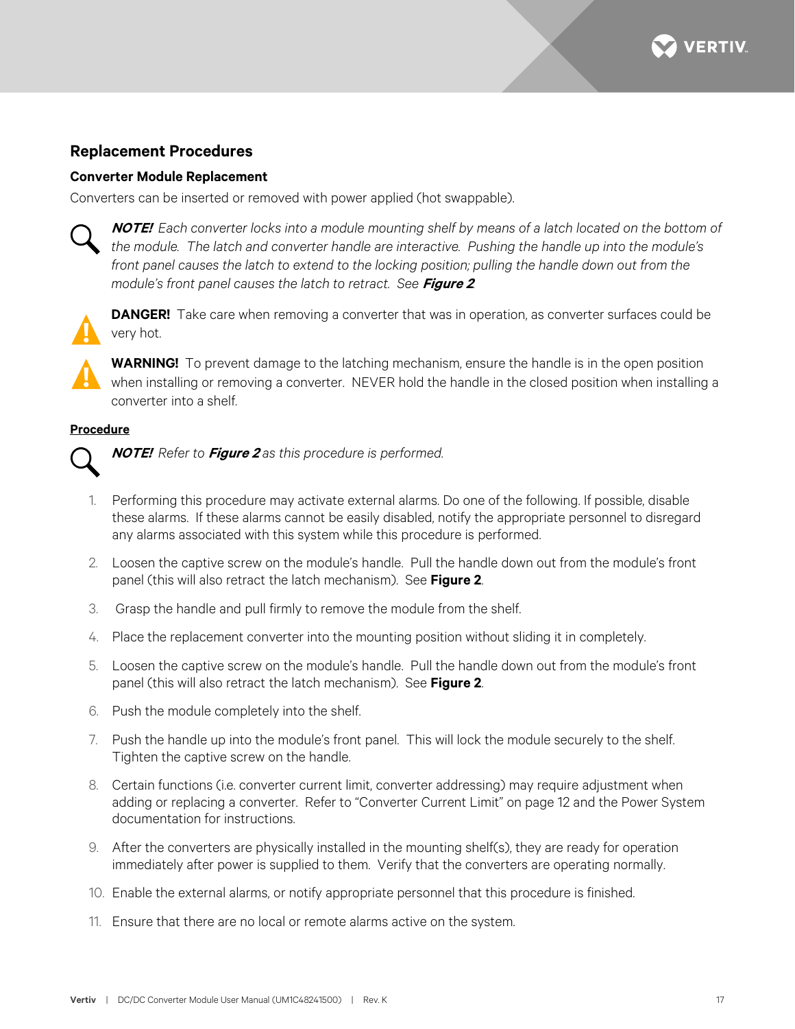## Replacement Procedures

### Converter Module Replacement

Converters can be inserted or removed with power applied (hot swappable).

***NOTE!*** *Each converter locks into a module mounting shelf by means of a latch located on the bottom of the module. The latch and converter handle are interactive. Pushing the handle up into the module's front panel causes the latch to extend to the locking position; pulling the handle down out from the module's front panel causes the latch to retract. See* ***Figure 2****.*

**DANGER!** Take care when removing a converter that was in operation, as converter surfaces could be very hot.

**WARNING!** To prevent damage to the latching mechanism, ensure the handle is in the open position when installing or removing a converter. NEVER hold the handle in the closed position when installing a converter into a shelf.

**Procedure**

***NOTE!*** *Refer to* ***Figure 2*** *as this procedure is performed.*

1. Performing this procedure may activate external alarms. Do one of the following. If possible, disable these alarms. If these alarms cannot be easily disabled, notify the appropriate personnel to disregard any alarms associated with this system while this procedure is performed.
2. Loosen the captive screw on the module's handle. Pull the handle down out from the module's front panel (this will also retract the latch mechanism). See **Figure 2**.
3. Grasp the handle and pull firmly to remove the module from the shelf.
4. Place the replacement converter into the mounting position without sliding it in completely.
5. Loosen the captive screw on the module's handle. Pull the handle down out from the module's front panel (this will also retract the latch mechanism). See **Figure 2**.
6. Push the module completely into the shelf.
7. Push the handle up into the module's front panel. This will lock the module securely to the shelf. Tighten the captive screw on the handle.
8. Certain functions (i.e. converter current limit, converter addressing) may require adjustment when adding or replacing a converter. Refer to "Converter Current Limit" on page 12 and the Power System documentation for instructions.
9. After the converters are physically installed in the mounting shelf(s), they are ready for operation immediately after power is supplied to them. Verify that the converters are operating normally.
10. Enable the external alarms, or notify appropriate personnel that this procedure is finished.
11. Ensure that there are no local or remote alarms active on the system.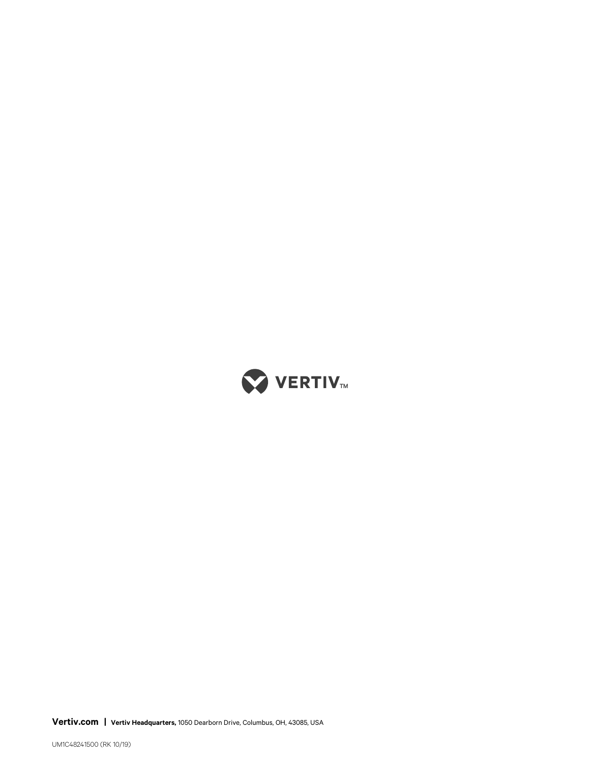VERTIV™

**Vertiv.com** | **Vertiv Headquarters,** 1050 Dearborn Drive, Columbus, OH, 43085, USA

UM1C48241500 (RK 10/19)